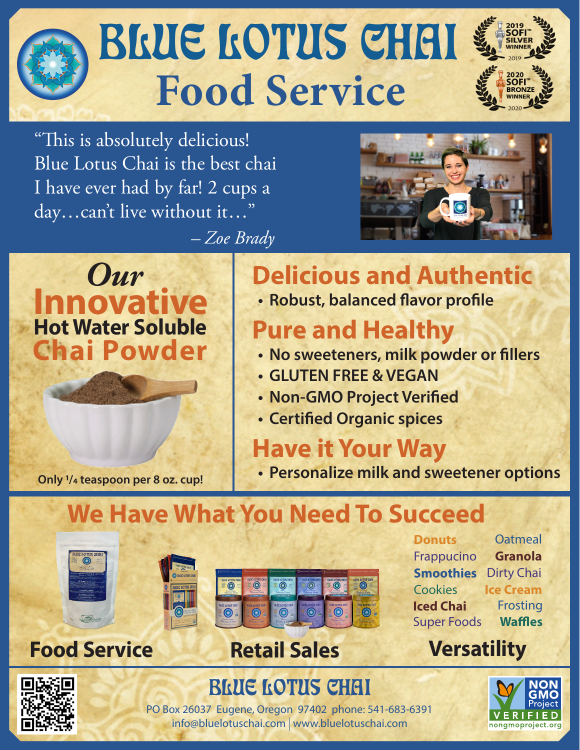# BLUE LOTUS CHAI

## Food Service

2019 SOFI™ SILVER WINNER 2019

2020 SOFI™ BRONZE WINNER 2020

"This is absolutely delicious! Blue Lotus Chai is the best chai I have ever had by far! 2 cups a day…can't live without it…"

*– Zoe Brady*

## *Our* Innovative Hot Water Soluble Chai Powder

**Only 1/4 teaspoon per 8 oz. cup!**

## Delicious and Authentic

- **Robust, balanced flavor profile**

## Pure and Healthy

- **No sweeteners, milk powder or fillers**
- **GLUTEN FREE & VEGAN**
- **Non-GMO Project Verified**
- **Certified Organic spices**

## Have it Your Way

- **Personalize milk and sweetener options**

## We Have What You Need To Succeed

**Food Service**

**Retail Sales**

**Versatility**

**Donuts**, Oatmeal, Frappucino, **Granola**, **Smoothies**, Dirty Chai, Cookies, **Ice Cream**, **Iced Chai**, Frosting, Super Foods, **Waffles**

## BLUE LOTUS CHAI

PO Box 26037 Eugene, Oregon 97402 phone: 541-683-6391
info@bluelotuschai.com | www.bluelotuschai.com

NON GMO Project VERIFIED nongmoproject.org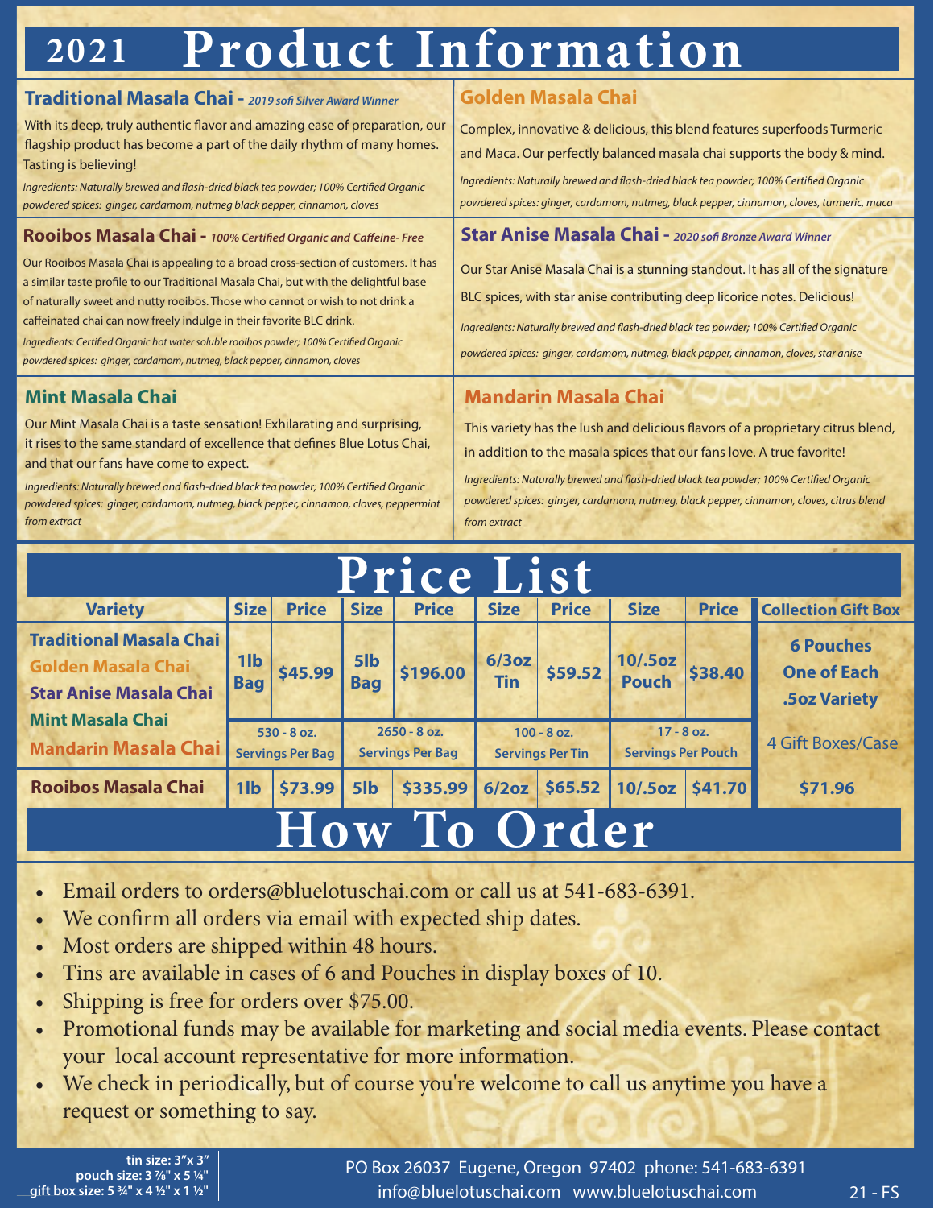# 2021 Product Information

## Traditional Masala Chai - *2019 sofi Silver Award Winner*

With its deep, truly authentic flavor and amazing ease of preparation, our flagship product has become a part of the daily rhythm of many homes. Tasting is believing!

*Ingredients: Naturally brewed and flash-dried black tea powder; 100% Certified Organic powdered spices: ginger, cardamom, nutmeg black pepper, cinnamon, cloves*

## Golden Masala Chai

Complex, innovative & delicious, this blend features superfoods Turmeric and Maca. Our perfectly balanced masala chai supports the body & mind.

*Ingredients: Naturally brewed and flash-dried black tea powder; 100% Certified Organic powdered spices: ginger, cardamom, nutmeg, black pepper, cinnamon, cloves, turmeric, maca*

## Rooibos Masala Chai - *100% Certified Organic and Caffeine- Free*

Our Rooibos Masala Chai is appealing to a broad cross-section of customers. It has a similar taste profile to our Traditional Masala Chai, but with the delightful base of naturally sweet and nutty rooibos. Those who cannot or wish to not drink a caffeinated chai can now freely indulge in their favorite BLC drink.

*Ingredients: Certified Organic hot water soluble rooibos powder; 100% Certified Organic powdered spices: ginger, cardamom, nutmeg, black pepper, cinnamon, cloves*

## Star Anise Masala Chai - *2020 sofi Bronze Award Winner*

Our Star Anise Masala Chai is a stunning standout. It has all of the signature BLC spices, with star anise contributing deep licorice notes. Delicious!

*Ingredients: Naturally brewed and flash-dried black tea powder; 100% Certified Organic powdered spices: ginger, cardamom, nutmeg, black pepper, cinnamon, cloves, star anise*

## Mint Masala Chai

Our Mint Masala Chai is a taste sensation! Exhilarating and surprising, it rises to the same standard of excellence that defines Blue Lotus Chai, and that our fans have come to expect.

*Ingredients: Naturally brewed and flash-dried black tea powder; 100% Certified Organic powdered spices: ginger, cardamom, nutmeg, black pepper, cinnamon, cloves, peppermint from extract*

## Mandarin Masala Chai

This variety has the lush and delicious flavors of a proprietary citrus blend, in addition to the masala spices that our fans love. A true favorite!

*Ingredients: Naturally brewed and flash-dried black tea powder; 100% Certified Organic powdered spices: ginger, cardamom, nutmeg, black pepper, cinnamon, cloves, citrus blend from extract*

# Price List

| Variety | Size | Price | Size | Price | Size | Price | Size | Price | Collection Gift Box |
|---|---|---|---|---|---|---|---|---|---|
| Traditional Masala Chai<br>Golden Masala Chai<br>Star Anise Masala Chai<br>Mint Masala Chai<br>Mandarin Masala Chai | 1lb Bag | $45.99 | 5lb Bag | $196.00 | 6/3oz Tin | $59.52 | 10/.5oz Pouch | $38.40 | 6 Pouches One of Each .5oz Variety |
| | 530 - 8 oz. Servings Per Bag | | 2650 - 8 oz. Servings Per Bag | | 100 - 8 oz. Servings Per Tin | | 17 - 8 oz. Servings Per Pouch | | 4 Gift Boxes/Case |
| Rooibos Masala Chai | 1lb | $73.99 | 5lb | $335.99 | 6/2oz | $65.52 | 10/.5oz | $41.70 | $71.96 |

# How To Order

- Email orders to orders@bluelotuschai.com or call us at 541-683-6391.
- We confirm all orders via email with expected ship dates.
- Most orders are shipped within 48 hours.
- Tins are available in cases of 6 and Pouches in display boxes of 10.
- Shipping is free for orders over $75.00.
- Promotional funds may be available for marketing and social media events. Please contact your local account representative for more information.
- We check in periodically, but of course you're welcome to call us anytime you have a request or something to say.

**tin size: 3"x 3"**
**pouch size: 3 ⅞" x 5 ¼"**
**gift box size: 5 ¾" x 4 ½" x 1 ½"**

PO Box 26037 Eugene, Oregon 97402 phone: 541-683-6391
info@bluelotuschai.com www.bluelotuschai.com

21 - FS